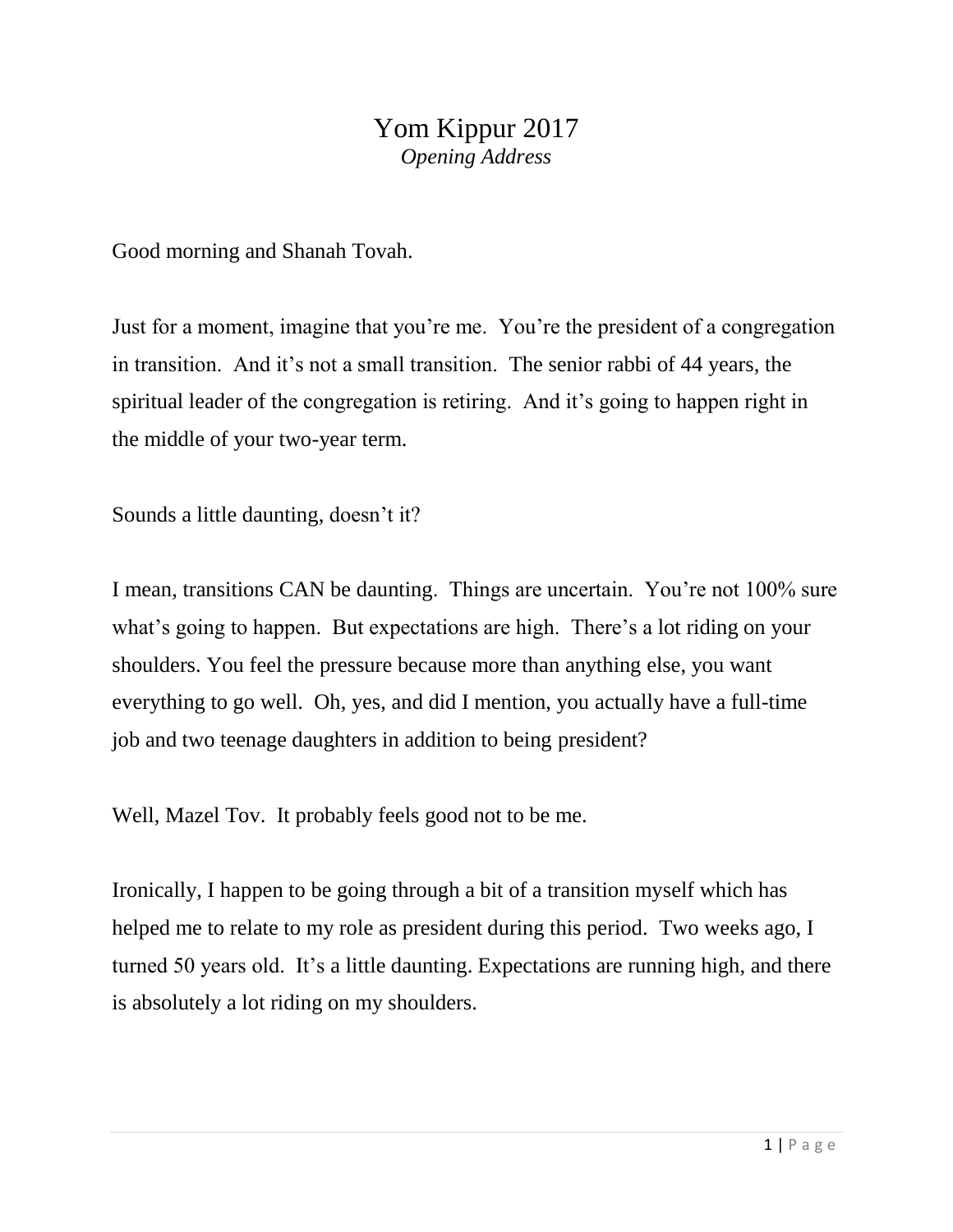# Yom Kippur 2017

*Opening Address*

Good morning and Shanah Tovah.

Just for a moment, imagine that you're me. You're the president of a congregation in transition. And it's not a small transition. The senior rabbi of 44 years, the spiritual leader of the congregation is retiring. And it's going to happen right in the middle of your two-year term.

Sounds a little daunting, doesn't it?

I mean, transitions CAN be daunting. Things are uncertain. You're not 100% sure what's going to happen. But expectations are high. There's a lot riding on your shoulders. You feel the pressure because more than anything else, you want everything to go well. Oh, yes, and did I mention, you actually have a full-time job and two teenage daughters in addition to being president?

Well, Mazel Tov. It probably feels good not to be me.

Ironically, I happen to be going through a bit of a transition myself which has helped me to relate to my role as president during this period. Two weeks ago, I turned 50 years old. It's a little daunting. Expectations are running high, and there is absolutely a lot riding on my shoulders.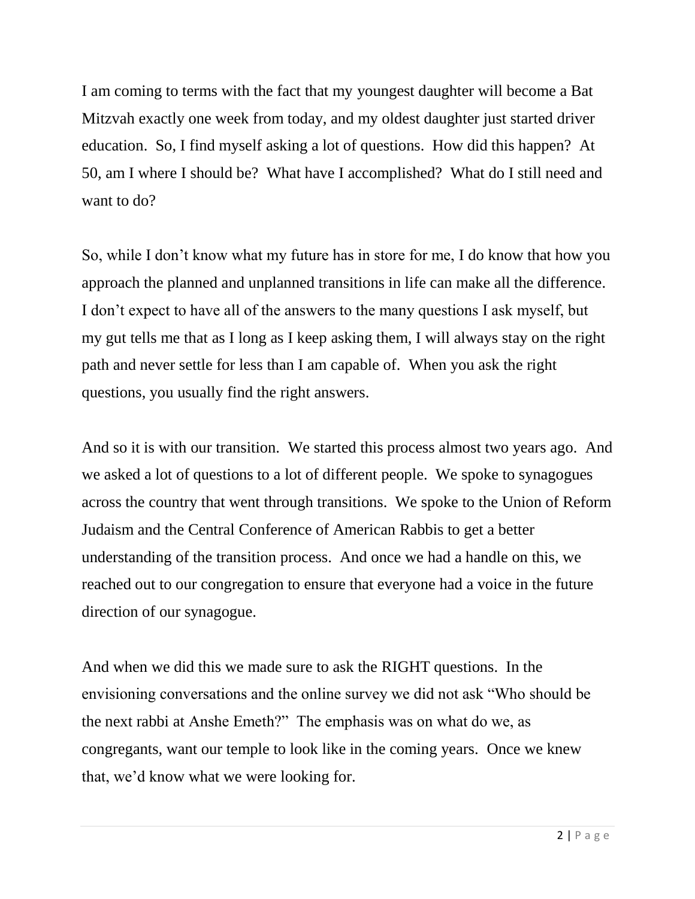I am coming to terms with the fact that my youngest daughter will become a Bat Mitzvah exactly one week from today, and my oldest daughter just started driver education. So, I find myself asking a lot of questions. How did this happen? At 50, am I where I should be? What have I accomplished? What do I still need and want to do?

So, while I don't know what my future has in store for me, I do know that how you approach the planned and unplanned transitions in life can make all the difference. I don't expect to have all of the answers to the many questions I ask myself, but my gut tells me that as I long as I keep asking them, I will always stay on the right path and never settle for less than I am capable of. When you ask the right questions, you usually find the right answers.

And so it is with our transition. We started this process almost two years ago. And we asked a lot of questions to a lot of different people. We spoke to synagogues across the country that went through transitions. We spoke to the Union of Reform Judaism and the Central Conference of American Rabbis to get a better understanding of the transition process. And once we had a handle on this, we reached out to our congregation to ensure that everyone had a voice in the future direction of our synagogue.

And when we did this we made sure to ask the RIGHT questions. In the envisioning conversations and the online survey we did not ask "Who should be the next rabbi at Anshe Emeth?" The emphasis was on what do we, as congregants, want our temple to look like in the coming years. Once we knew that, we'd know what we were looking for.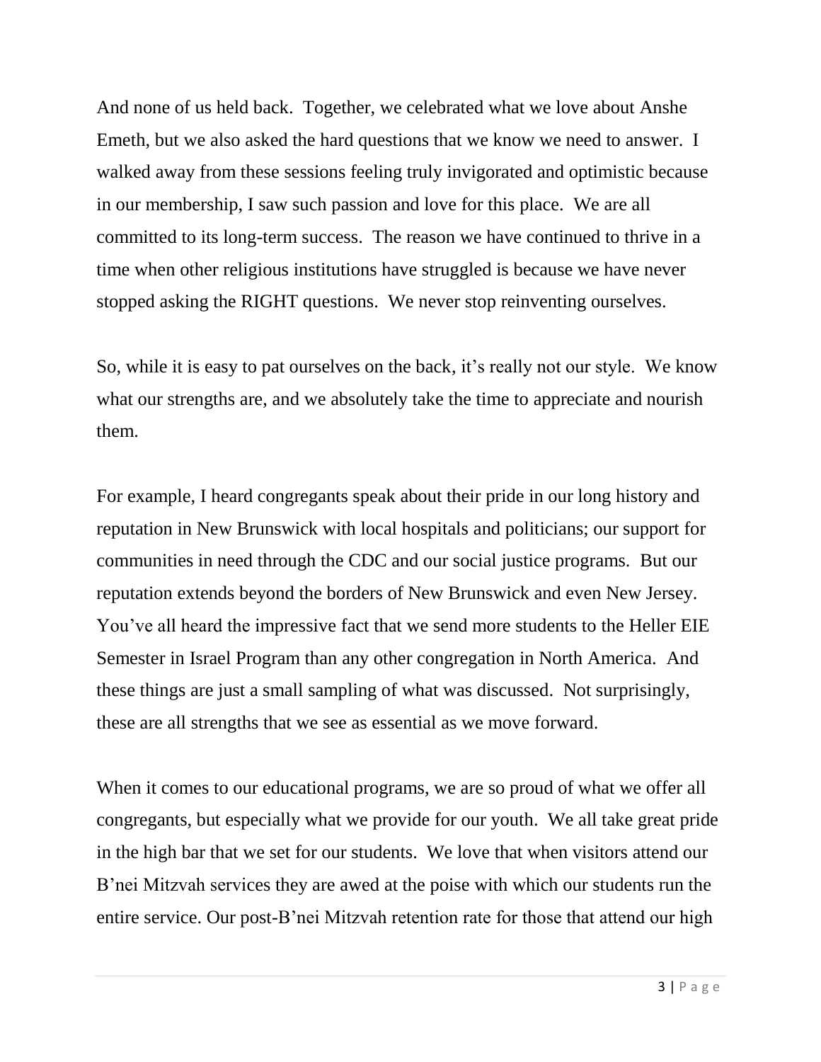And none of us held back. Together, we celebrated what we love about Anshe Emeth, but we also asked the hard questions that we know we need to answer. I walked away from these sessions feeling truly invigorated and optimistic because in our membership, I saw such passion and love for this place. We are all committed to its long-term success. The reason we have continued to thrive in a time when other religious institutions have struggled is because we have never stopped asking the RIGHT questions. We never stop reinventing ourselves.

So, while it is easy to pat ourselves on the back, it's really not our style. We know what our strengths are, and we absolutely take the time to appreciate and nourish them.

For example, I heard congregants speak about their pride in our long history and reputation in New Brunswick with local hospitals and politicians; our support for communities in need through the CDC and our social justice programs. But our reputation extends beyond the borders of New Brunswick and even New Jersey. You've all heard the impressive fact that we send more students to the Heller EIE Semester in Israel Program than any other congregation in North America. And these things are just a small sampling of what was discussed. Not surprisingly, these are all strengths that we see as essential as we move forward.

When it comes to our educational programs, we are so proud of what we offer all congregants, but especially what we provide for our youth. We all take great pride in the high bar that we set for our students. We love that when visitors attend our B'nei Mitzvah services they are awed at the poise with which our students run the entire service. Our post-B'nei Mitzvah retention rate for those that attend our high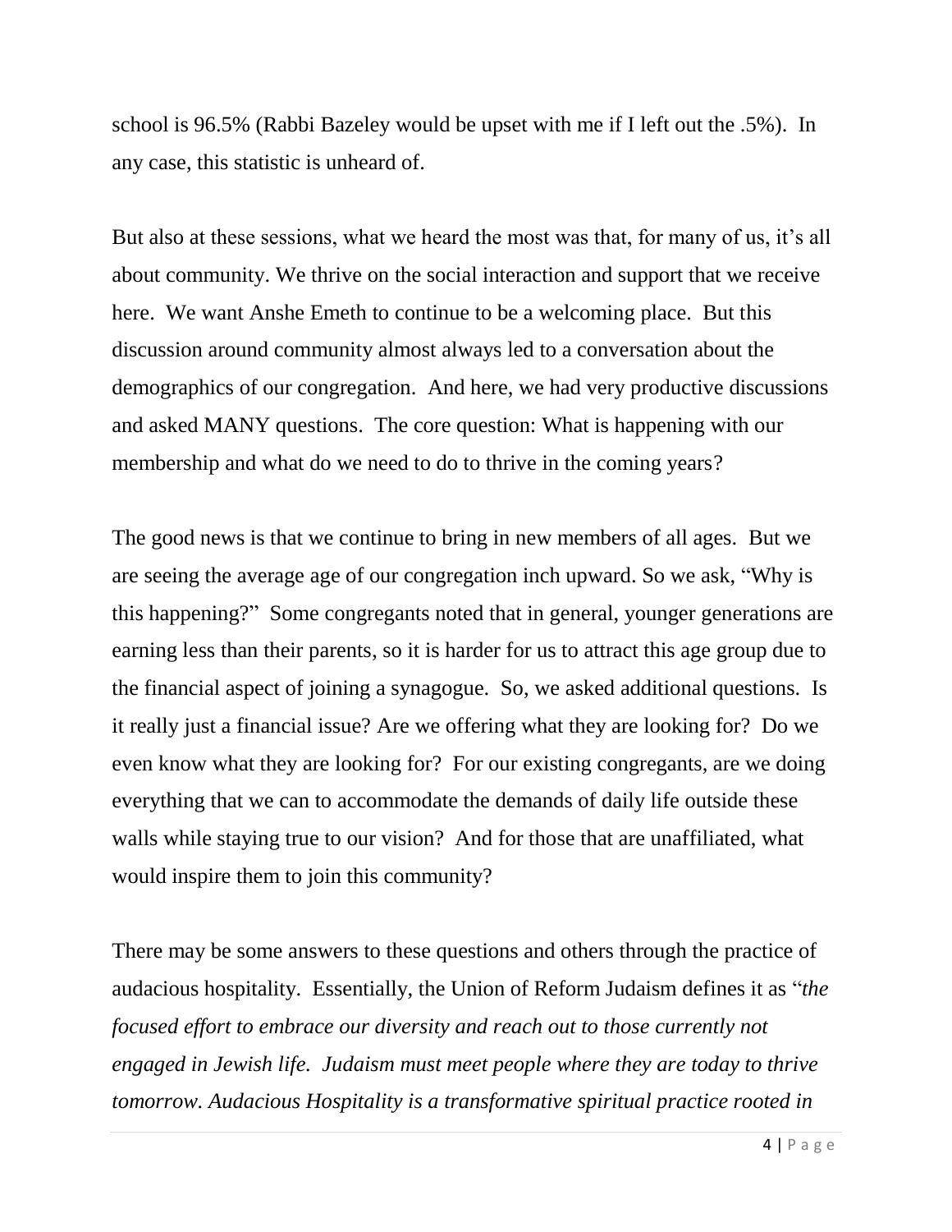school is 96.5% (Rabbi Bazeley would be upset with me if I left out the .5%). In any case, this statistic is unheard of.

But also at these sessions, what we heard the most was that, for many of us, it's all about community. We thrive on the social interaction and support that we receive here. We want Anshe Emeth to continue to be a welcoming place. But this discussion around community almost always led to a conversation about the demographics of our congregation. And here, we had very productive discussions and asked MANY questions. The core question: What is happening with our membership and what do we need to do to thrive in the coming years?

The good news is that we continue to bring in new members of all ages. But we are seeing the average age of our congregation inch upward. So we ask, "Why is this happening?" Some congregants noted that in general, younger generations are earning less than their parents, so it is harder for us to attract this age group due to the financial aspect of joining a synagogue. So, we asked additional questions. Is it really just a financial issue? Are we offering what they are looking for? Do we even know what they are looking for? For our existing congregants, are we doing everything that we can to accommodate the demands of daily life outside these walls while staying true to our vision? And for those that are unaffiliated, what would inspire them to join this community?

There may be some answers to these questions and others through the practice of audacious hospitality. Essentially, the Union of Reform Judaism defines it as "*the focused effort to embrace our diversity and reach out to those currently not engaged in Jewish life. Judaism must meet people where they are today to thrive tomorrow. Audacious Hospitality is a transformative spiritual practice rooted in*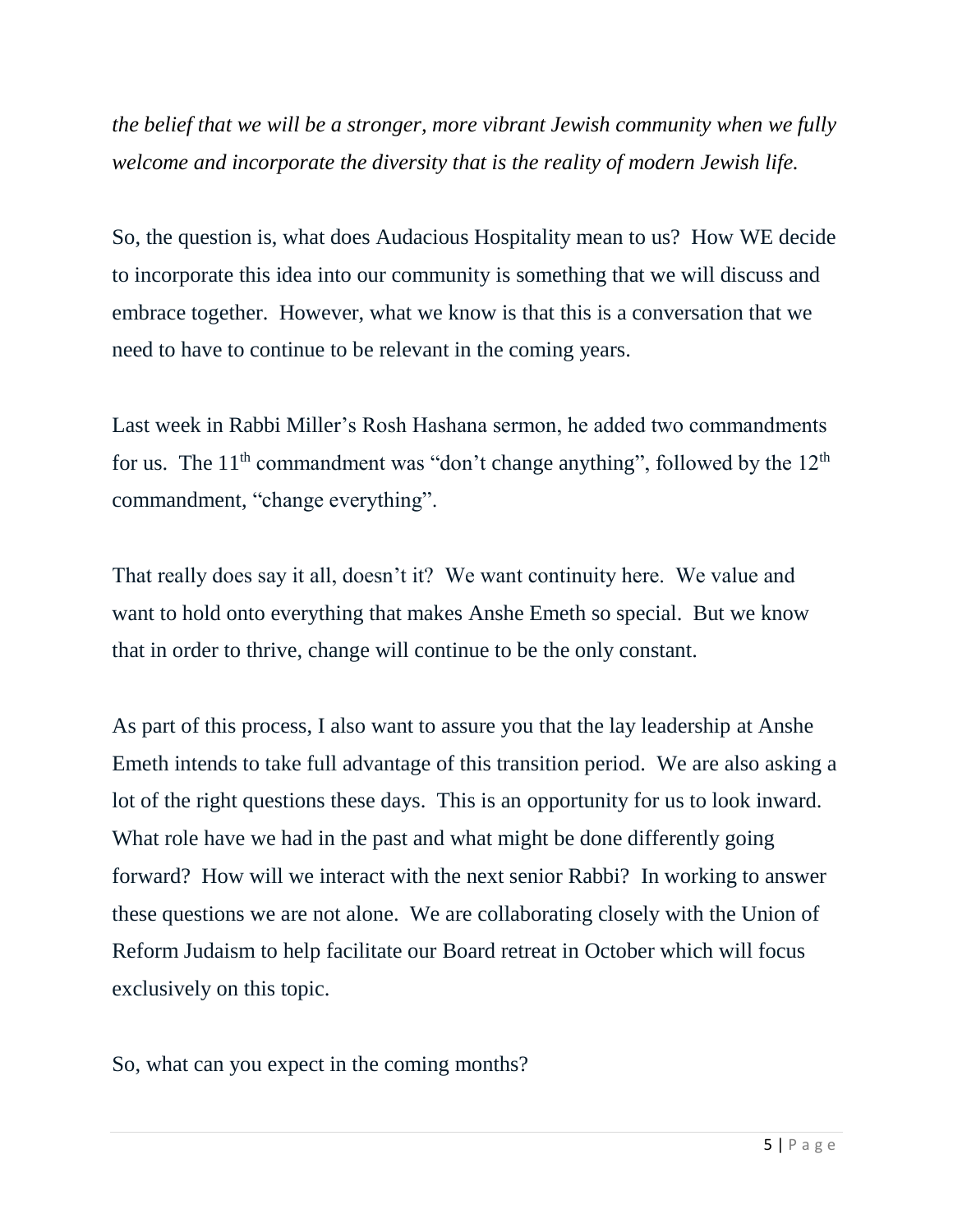*the belief that we will be a stronger, more vibrant Jewish community when we fully welcome and incorporate the diversity that is the reality of modern Jewish life.*

So, the question is, what does Audacious Hospitality mean to us? How WE decide to incorporate this idea into our community is something that we will discuss and embrace together. However, what we know is that this is a conversation that we need to have to continue to be relevant in the coming years.

Last week in Rabbi Miller's Rosh Hashana sermon, he added two commandments for us. The 11th commandment was "don't change anything", followed by the 12th commandment, "change everything".

That really does say it all, doesn't it? We want continuity here. We value and want to hold onto everything that makes Anshe Emeth so special. But we know that in order to thrive, change will continue to be the only constant.

As part of this process, I also want to assure you that the lay leadership at Anshe Emeth intends to take full advantage of this transition period. We are also asking a lot of the right questions these days. This is an opportunity for us to look inward. What role have we had in the past and what might be done differently going forward? How will we interact with the next senior Rabbi? In working to answer these questions we are not alone. We are collaborating closely with the Union of Reform Judaism to help facilitate our Board retreat in October which will focus exclusively on this topic.

So, what can you expect in the coming months?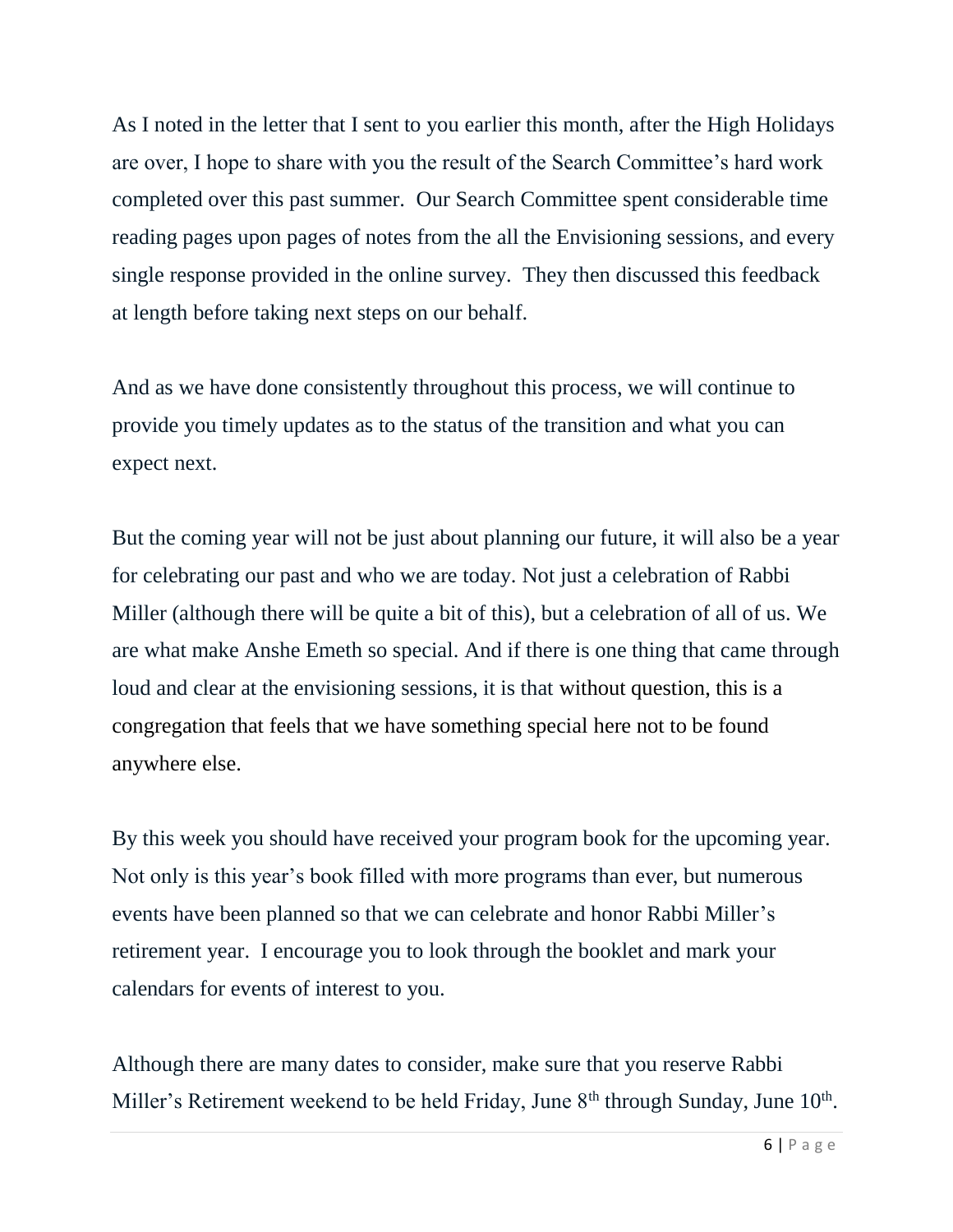As I noted in the letter that I sent to you earlier this month, after the High Holidays are over, I hope to share with you the result of the Search Committee's hard work completed over this past summer. Our Search Committee spent considerable time reading pages upon pages of notes from the all the Envisioning sessions, and every single response provided in the online survey. They then discussed this feedback at length before taking next steps on our behalf.

And as we have done consistently throughout this process, we will continue to provide you timely updates as to the status of the transition and what you can expect next.

But the coming year will not be just about planning our future, it will also be a year for celebrating our past and who we are today. Not just a celebration of Rabbi Miller (although there will be quite a bit of this), but a celebration of all of us. We are what make Anshe Emeth so special. And if there is one thing that came through loud and clear at the envisioning sessions, it is that without question, this is a congregation that feels that we have something special here not to be found anywhere else.

By this week you should have received your program book for the upcoming year. Not only is this year's book filled with more programs than ever, but numerous events have been planned so that we can celebrate and honor Rabbi Miller's retirement year. I encourage you to look through the booklet and mark your calendars for events of interest to you.

Although there are many dates to consider, make sure that you reserve Rabbi Miller's Retirement weekend to be held Friday, June 8th through Sunday, June 10th.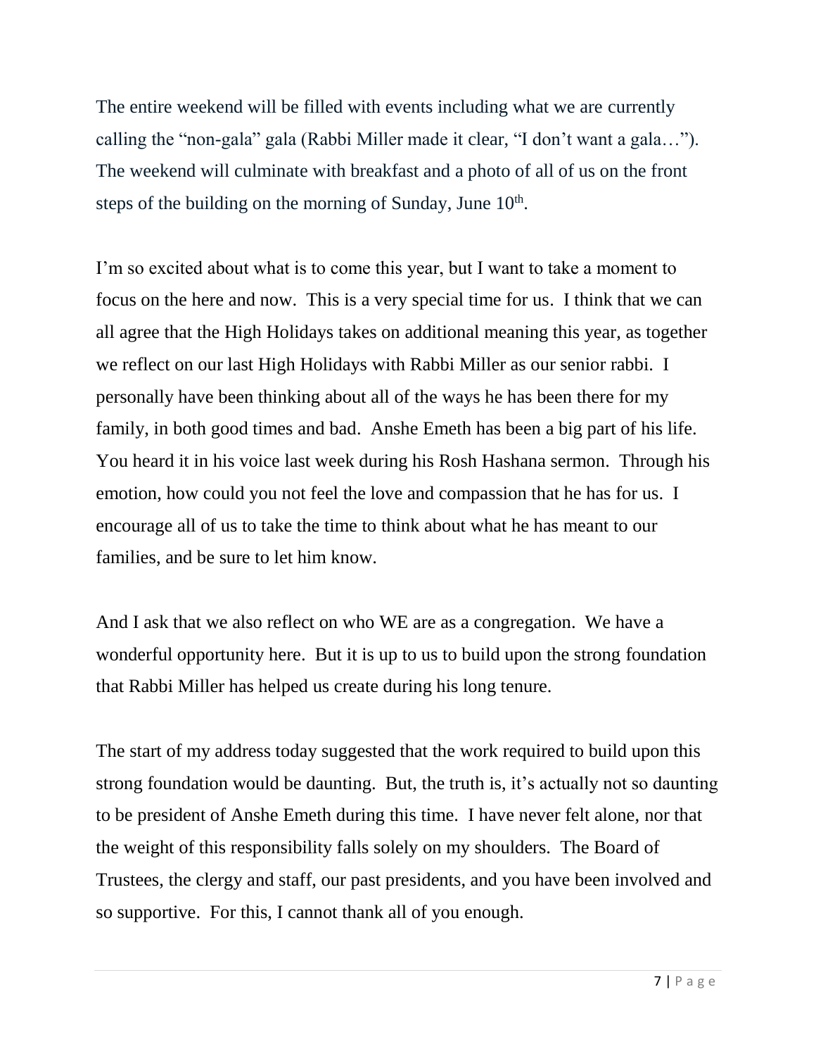The entire weekend will be filled with events including what we are currently calling the "non-gala" gala (Rabbi Miller made it clear, "I don't want a gala…"). The weekend will culminate with breakfast and a photo of all of us on the front steps of the building on the morning of Sunday, June 10th.

I'm so excited about what is to come this year, but I want to take a moment to focus on the here and now. This is a very special time for us. I think that we can all agree that the High Holidays takes on additional meaning this year, as together we reflect on our last High Holidays with Rabbi Miller as our senior rabbi. I personally have been thinking about all of the ways he has been there for my family, in both good times and bad. Anshe Emeth has been a big part of his life. You heard it in his voice last week during his Rosh Hashana sermon. Through his emotion, how could you not feel the love and compassion that he has for us. I encourage all of us to take the time to think about what he has meant to our families, and be sure to let him know.

And I ask that we also reflect on who WE are as a congregation. We have a wonderful opportunity here. But it is up to us to build upon the strong foundation that Rabbi Miller has helped us create during his long tenure.

The start of my address today suggested that the work required to build upon this strong foundation would be daunting. But, the truth is, it's actually not so daunting to be president of Anshe Emeth during this time. I have never felt alone, nor that the weight of this responsibility falls solely on my shoulders. The Board of Trustees, the clergy and staff, our past presidents, and you have been involved and so supportive. For this, I cannot thank all of you enough.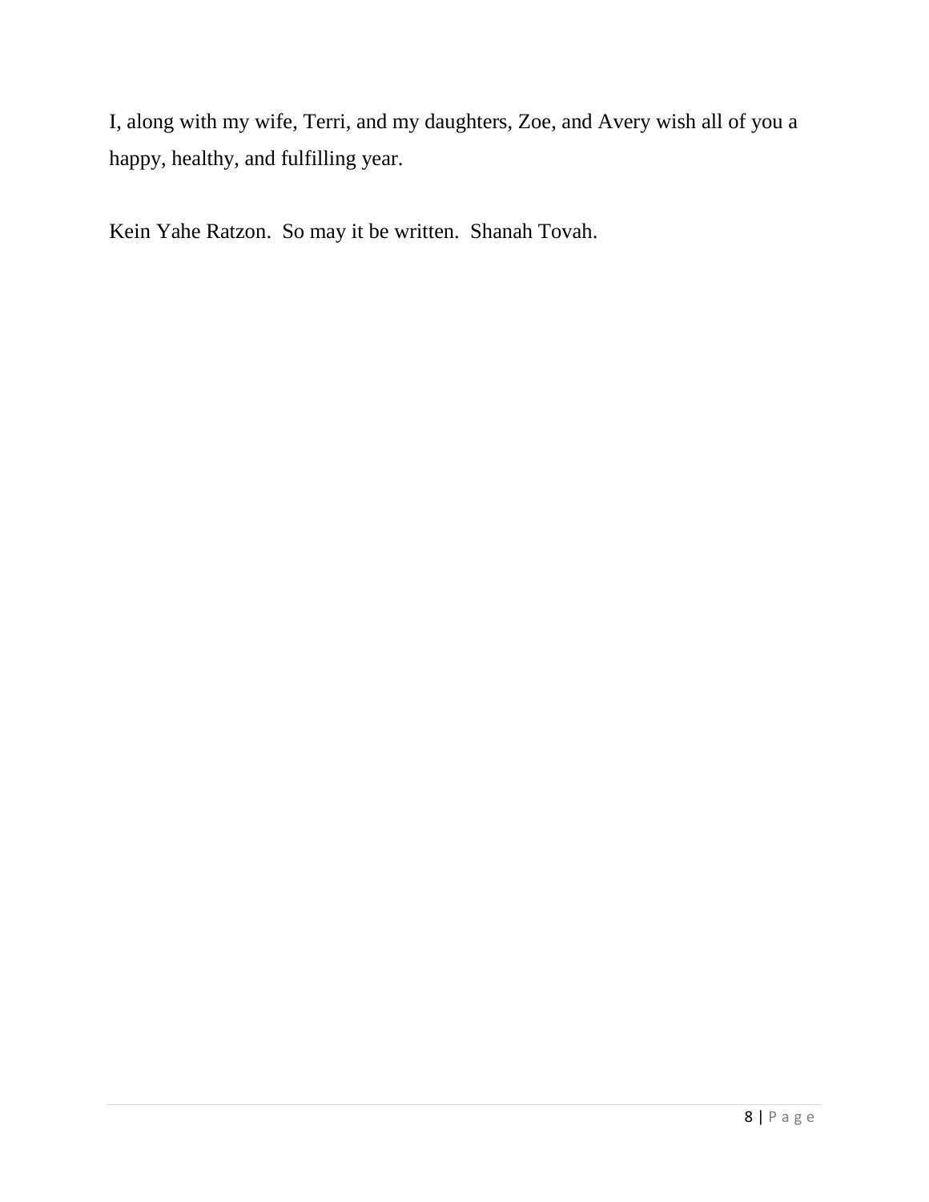I, along with my wife, Terri, and my daughters, Zoe, and Avery wish all of you a happy, healthy, and fulfilling year.

Kein Yahe Ratzon.  So may it be written.  Shanah Tovah.